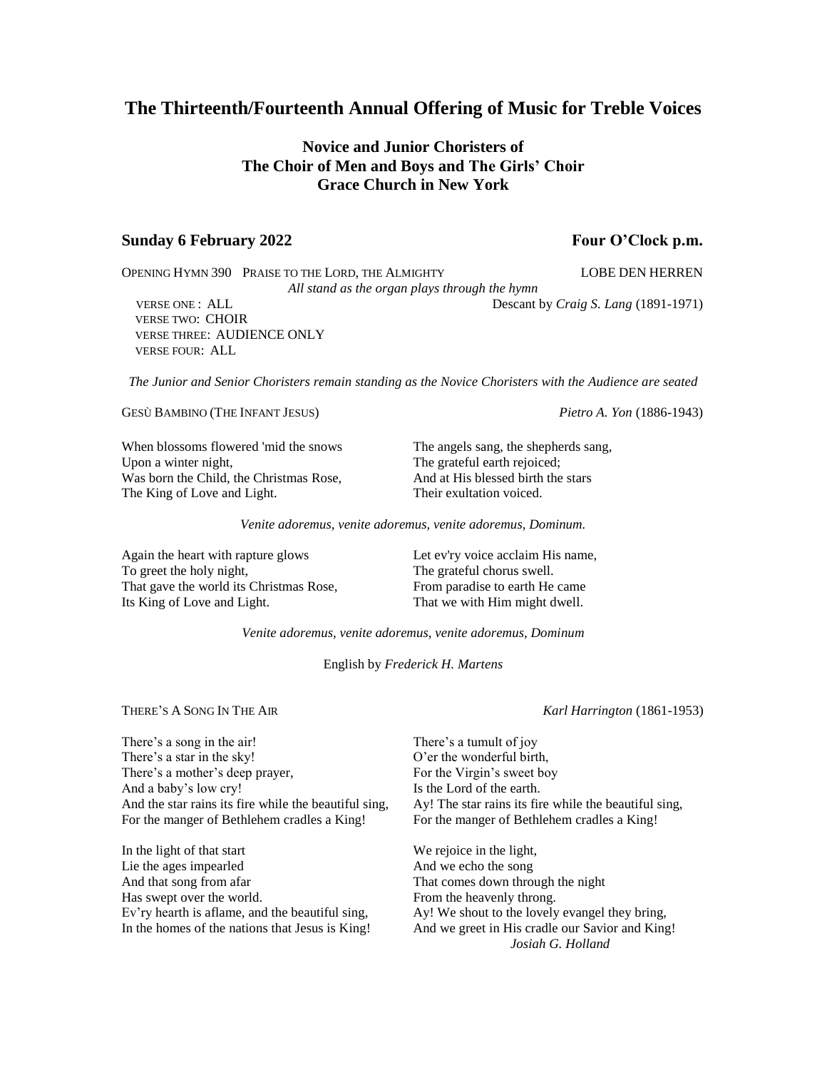# The Thirteenth/Fourteenth Annual Offering of Music for Treble Voices

## Novice and Junior Choristers of
## The Choir of Men and Boys and The Girls' Choir
## Grace Church in New York

**Sunday 6 February 2022** **Four O'Clock p.m.**

OPENING HYMN 390 PRAISE TO THE LORD, THE ALMIGHTY LOBE DEN HERREN

*All stand as the organ plays through the hymn*

VERSE ONE : ALL
VERSE TWO: CHOIR
VERSE THREE: AUDIENCE ONLY
VERSE FOUR: ALL

Descant by *Craig S. Lang* (1891-1971)

*The Junior and Senior Choristers remain standing as the Novice Choristers with the Audience are seated*

GESÙ BAMBINO (THE INFANT JESUS) *Pietro A. Yon* (1886-1943)

When blossoms flowered 'mid the snows
Upon a winter night,
Was born the Child, the Christmas Rose,
The King of Love and Light.

The angels sang, the shepherds sang,
The grateful earth rejoiced;
And at His blessed birth the stars
Their exultation voiced.

*Venite adoremus, venite adoremus, venite adoremus, Dominum.*

Again the heart with rapture glows
To greet the holy night,
That gave the world its Christmas Rose,
Its King of Love and Light.

Let ev'ry voice acclaim His name,
The grateful chorus swell.
From paradise to earth He came
That we with Him might dwell.

*Venite adoremus, venite adoremus, venite adoremus, Dominum*

English by *Frederick H. Martens*

THERE'S A SONG IN THE AIR *Karl Harrington* (1861-1953)

There's a song in the air!
There's a star in the sky!
There's a mother's deep prayer,
And a baby's low cry!
And the star rains its fire while the beautiful sing,
For the manger of Bethlehem cradles a King!

There's a tumult of joy
O'er the wonderful birth,
For the Virgin's sweet boy
Is the Lord of the earth.
Ay! The star rains its fire while the beautiful sing,
For the manger of Bethlehem cradles a King!

In the light of that start
Lie the ages impearled
And that song from afar
Has swept over the world.
Ev'ry hearth is aflame, and the beautiful sing,
In the homes of the nations that Jesus is King!

We rejoice in the light,
And we echo the song
That comes down through the night
From the heavenly throng.
Ay! We shout to the lovely evangel they bring,
And we greet in His cradle our Savior and King!

*Josiah G. Holland*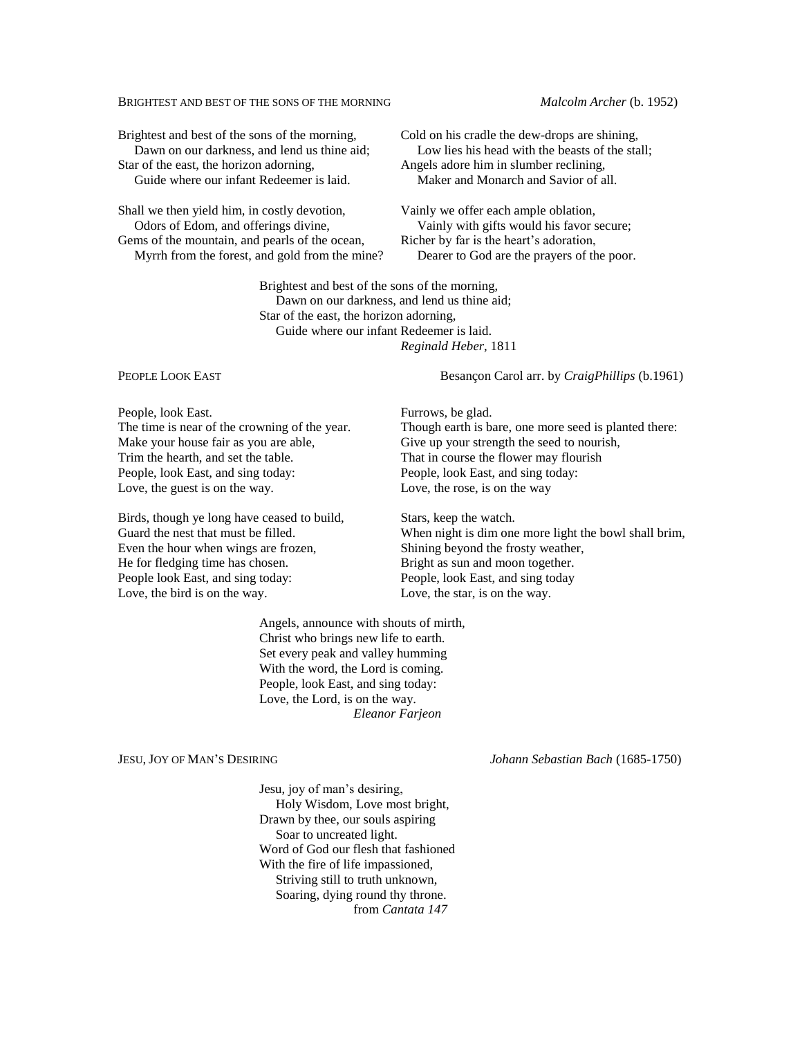BRIGHTEST AND BEST OF THE SONS OF THE MORNING *Malcolm Archer* (b. 1952)

Brightest and best of the sons of the morning,
Dawn on our darkness, and lend us thine aid;
Star of the east, the horizon adorning,
Guide where our infant Redeemer is laid.

Cold on his cradle the dew-drops are shining,
Low lies his head with the beasts of the stall;
Angels adore him in slumber reclining,
Maker and Monarch and Savior of all.

Shall we then yield him, in costly devotion,
Odors of Edom, and offerings divine,
Gems of the mountain, and pearls of the ocean,
Myrrh from the forest, and gold from the mine?

Vainly we offer each ample oblation,
Vainly with gifts would his favor secure;
Richer by far is the heart's adoration,
Dearer to God are the prayers of the poor.

Brightest and best of the sons of the morning,
Dawn on our darkness, and lend us thine aid;
Star of the east, the horizon adorning,
Guide where our infant Redeemer is laid.

*Reginald Heber*, 1811

PEOPLE LOOK EAST Besançon Carol arr. by *CraigPhillips* (b.1961)

People, look East.
The time is near of the crowning of the year.
Make your house fair as you are able,
Trim the hearth, and set the table.
People, look East, and sing today:
Love, the guest is on the way.

Furrows, be glad.
Though earth is bare, one more seed is planted there:
Give up your strength the seed to nourish,
That in course the flower may flourish
People, look East, and sing today:
Love, the rose, is on the way

Birds, though ye long have ceased to build,
Guard the nest that must be filled.
Even the hour when wings are frozen,
He for fledging time has chosen.
People look East, and sing today:
Love, the bird is on the way.

Stars, keep the watch.
When night is dim one more light the bowl shall brim,
Shining beyond the frosty weather,
Bright as sun and moon together.
People, look East, and sing today
Love, the star, is on the way.

Angels, announce with shouts of mirth,
Christ who brings new life to earth.
Set every peak and valley humming
With the word, the Lord is coming.
People, look East, and sing today:
Love, the Lord, is on the way.

*Eleanor Farjeon*

JESU, JOY OF MAN'S DESIRING *Johann Sebastian Bach* (1685-1750)

Jesu, joy of man's desiring,
Holy Wisdom, Love most bright,
Drawn by thee, our souls aspiring
Soar to uncreated light.
Word of God our flesh that fashioned
With the fire of life impassioned,
Striving still to truth unknown,
Soaring, dying round thy throne.

from *Cantata 147*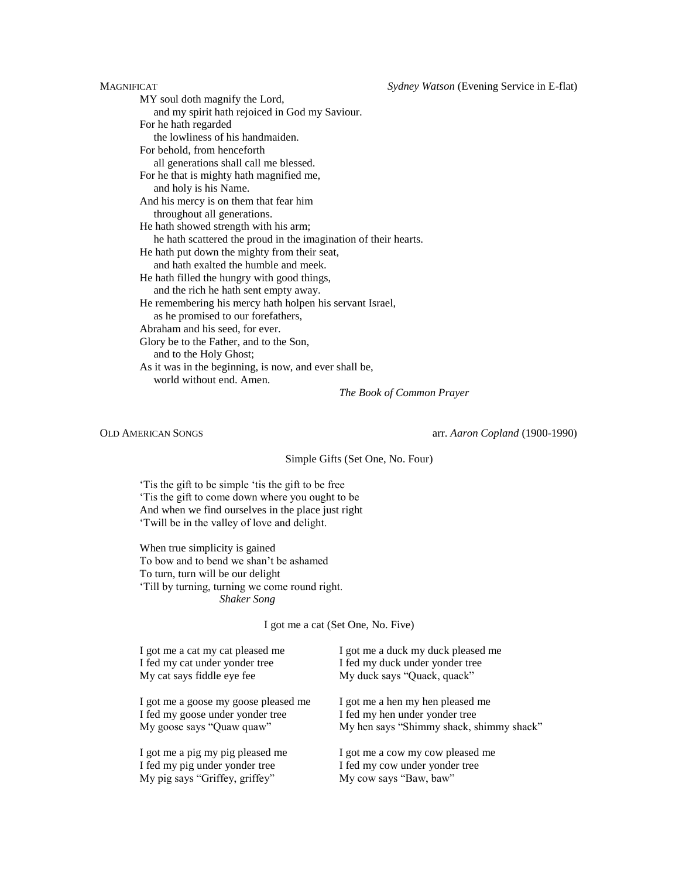MAGNIFICAT *Sydney Watson* (Evening Service in E-flat)

MY soul doth magnify the Lord,
and my spirit hath rejoiced in God my Saviour.
For he hath regarded
the lowliness of his handmaiden.
For behold, from henceforth
all generations shall call me blessed.
For he that is mighty hath magnified me,
and holy is his Name.
And his mercy is on them that fear him
throughout all generations.
He hath showed strength with his arm;
he hath scattered the proud in the imagination of their hearts.
He hath put down the mighty from their seat,
and hath exalted the humble and meek.
He hath filled the hungry with good things,
and the rich he hath sent empty away.
He remembering his mercy hath holpen his servant Israel,
as he promised to our forefathers,
Abraham and his seed, for ever.
Glory be to the Father, and to the Son,
and to the Holy Ghost;
As it was in the beginning, is now, and ever shall be,
world without end. Amen.

*The Book of Common Prayer*

OLD AMERICAN SONGS arr. *Aaron Copland* (1900-1990)

Simple Gifts (Set One, No. Four)

'Tis the gift to be simple 'tis the gift to be free
'Tis the gift to come down where you ought to be
And when we find ourselves in the place just right
'Twill be in the valley of love and delight.

When true simplicity is gained
To bow and to bend we shan't be ashamed
To turn, turn will be our delight
'Till by turning, turning we come round right.
*Shaker Song*

I got me a cat (Set One, No. Five)

I got me a cat my cat pleased me
I fed my cat under yonder tree
My cat says fiddle eye fee

I got me a duck my duck pleased me
I fed my duck under yonder tree
My duck says "Quack, quack"

I got me a goose my goose pleased me
I fed my goose under yonder tree
My goose says "Quaw quaw"

I got me a hen my hen pleased me
I fed my hen under yonder tree
My hen says "Shimmy shack, shimmy shack"

I got me a pig my pig pleased me
I fed my pig under yonder tree
My pig says "Griffey, griffey"

I got me a cow my cow pleased me
I fed my cow under yonder tree
My cow says "Baw, baw"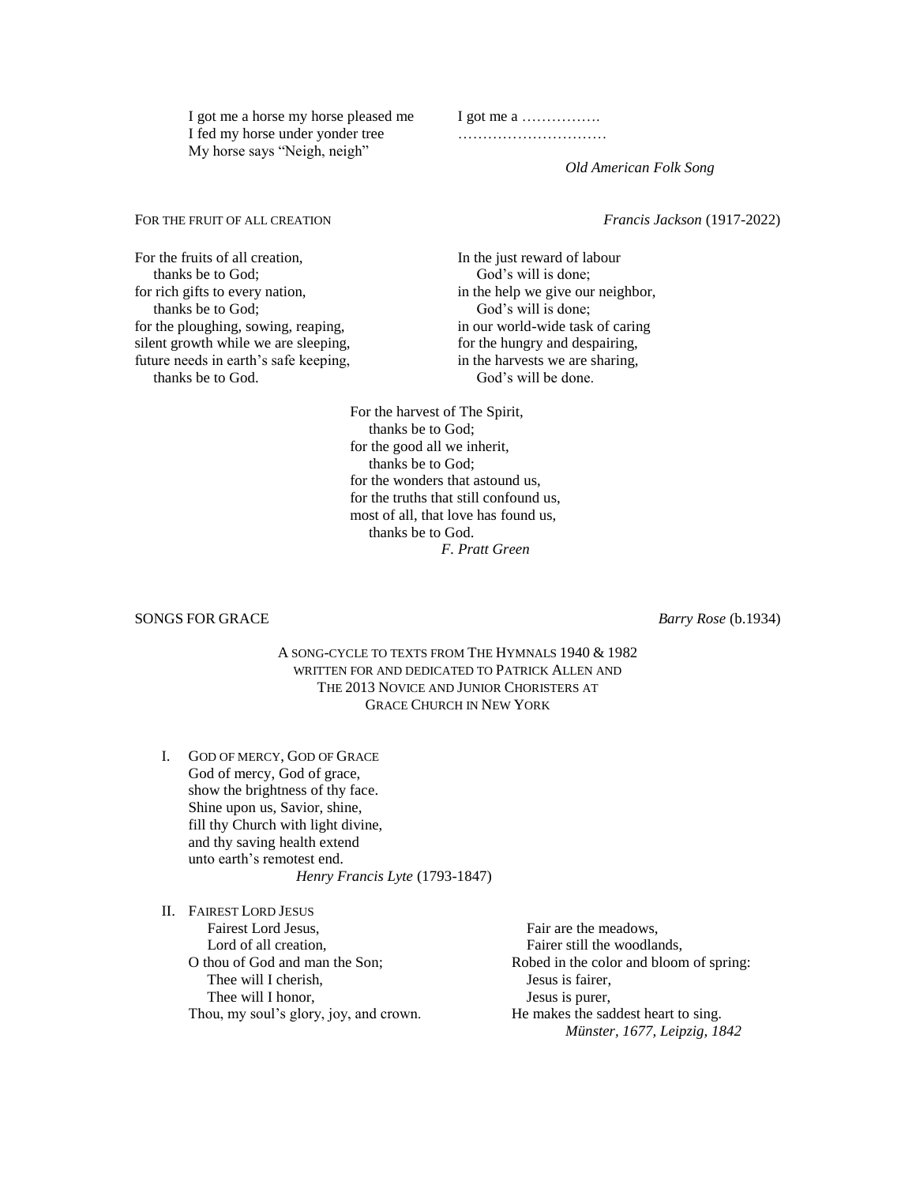I got me a horse my horse pleased me
I fed my horse under yonder tree
My horse says "Neigh, neigh"

I got me a …………….
…………………………

*Old American Folk Song*

FOR THE FRUIT OF ALL CREATION *Francis Jackson* (1917-2022)

For the fruits of all creation,
thanks be to God;
for rich gifts to every nation,
thanks be to God;
for the ploughing, sowing, reaping,
silent growth while we are sleeping,
future needs in earth's safe keeping,
thanks be to God.

In the just reward of labour
God's will is done;
in the help we give our neighbor,
God's will is done;
in our world-wide task of caring
for the hungry and despairing,
in the harvests we are sharing,
God's will be done.

For the harvest of The Spirit,
thanks be to God;
for the good all we inherit,
thanks be to God;
for the wonders that astound us,
for the truths that still confound us,
most of all, that love has found us,
thanks be to God.

*F. Pratt Green*

SONGS FOR GRACE *Barry Rose* (b.1934)

A SONG-CYCLE TO TEXTS FROM THE HYMNALS 1940 & 1982
WRITTEN FOR AND DEDICATED TO PATRICK ALLEN AND
THE 2013 NOVICE AND JUNIOR CHORISTERS AT
GRACE CHURCH IN NEW YORK

I. GOD OF MERCY, GOD OF GRACE

God of mercy, God of grace,
show the brightness of thy face.
Shine upon us, Savior, shine,
fill thy Church with light divine,
and thy saving health extend
unto earth's remotest end.

*Henry Francis Lyte* (1793-1847)

II. FAIREST LORD JESUS

Fairest Lord Jesus,
Lord of all creation,
O thou of God and man the Son;
Thee will I cherish,
Thee will I honor,
Thou, my soul's glory, joy, and crown.

Fair are the meadows,
Fairer still the woodlands,
Robed in the color and bloom of spring:
Jesus is fairer,
Jesus is purer,
He makes the saddest heart to sing.

*Münster, 1677, Leipzig, 1842*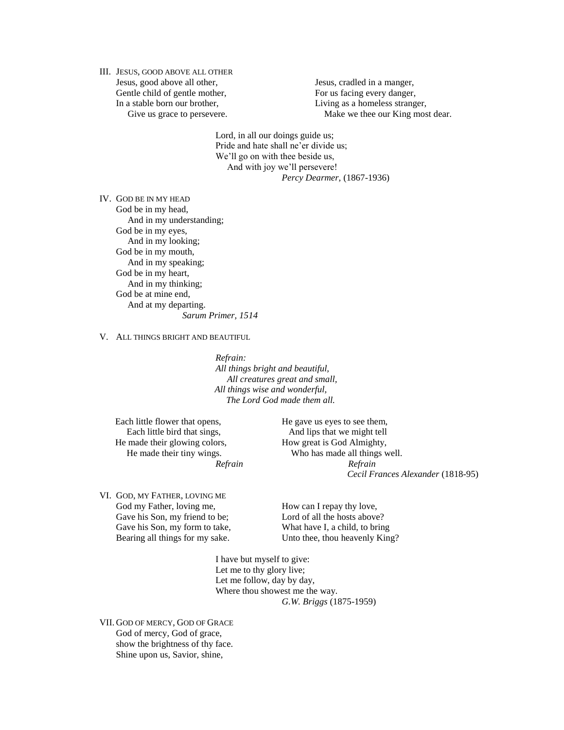III. JESUS, GOOD ABOVE ALL OTHER

Jesus, good above all other,
Gentle child of gentle mother,
In a stable born our brother,
Give us grace to persevere.

Jesus, cradled in a manger,
For us facing every danger,
Living as a homeless stranger,
Make we thee our King most dear.

Lord, in all our doings guide us;
Pride and hate shall ne'er divide us;
We'll go on with thee beside us,
And with joy we'll persevere!

*Percy Dearmer,* (1867-1936)

IV. GOD BE IN MY HEAD

God be in my head,
And in my understanding;
God be in my eyes,
And in my looking;
God be in my mouth,
And in my speaking;
God be in my heart,
And in my thinking;
God be at mine end,
And at my departing.

*Sarum Primer, 1514*

V. ALL THINGS BRIGHT AND BEAUTIFUL

*Refrain:*
*All things bright and beautiful,*
*All creatures great and small,*
*All things wise and wonderful,*
*The Lord God made them all.*

Each little flower that opens,
Each little bird that sings,
He made their glowing colors,
He made their tiny wings.
*Refrain*

He gave us eyes to see them,
And lips that we might tell
How great is God Almighty,
Who has made all things well.
*Refrain*

*Cecil Frances Alexander* (1818-95)

VI. GOD, MY FATHER, LOVING ME

God my Father, loving me,
Gave his Son, my friend to be;
Gave his Son, my form to take,
Bearing all things for my sake.

How can I repay thy love,
Lord of all the hosts above?
What have I, a child, to bring
Unto thee, thou heavenly King?

I have but myself to give:
Let me to thy glory live;
Let me follow, day by day,
Where thou showest me the way.

*G.W. Briggs* (1875-1959)

VII. GOD OF MERCY, GOD OF GRACE

God of mercy, God of grace,
show the brightness of thy face.
Shine upon us, Savior, shine,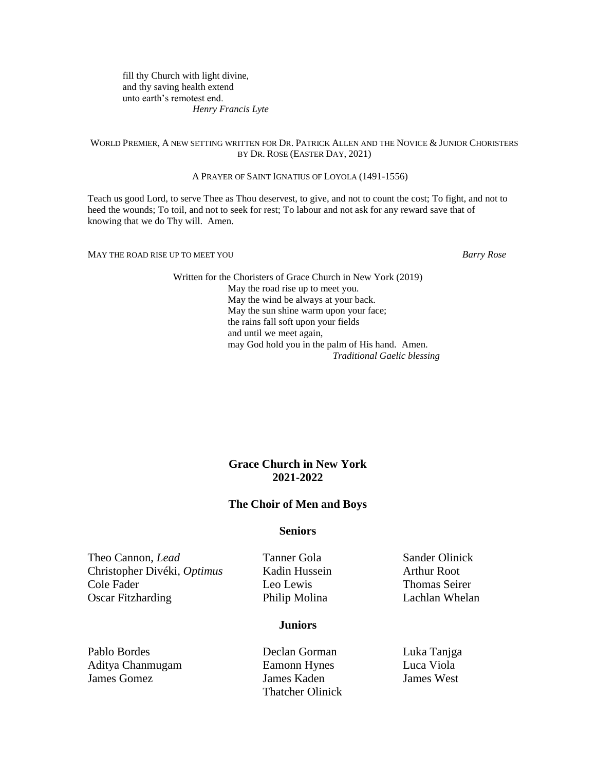fill thy Church with light divine,
and thy saving health extend
unto earth's remotest end.

*Henry Francis Lyte*

WORLD PREMIER, A NEW SETTING WRITTEN FOR DR. PATRICK ALLEN AND THE NOVICE & JUNIOR CHORISTERS BY DR. ROSE (EASTER DAY, 2021)

A PRAYER OF SAINT IGNATIUS OF LOYOLA (1491-1556)

Teach us good Lord, to serve Thee as Thou deservest, to give, and not to count the cost; To fight, and not to heed the wounds; To toil, and not to seek for rest; To labour and not ask for any reward save that of knowing that we do Thy will. Amen.

MAY THE ROAD RISE UP TO MEET YOU *Barry Rose*

Written for the Choristers of Grace Church in New York (2019)

May the road rise up to meet you.
May the wind be always at your back.
May the sun shine warm upon your face;
the rains fall soft upon your fields
and until we meet again,
may God hold you in the palm of His hand. Amen.

*Traditional Gaelic blessing*

## Grace Church in New York
## 2021-2022

### The Choir of Men and Boys

#### Seniors

Theo Cannon, *Lead*
Christopher Divéki, *Optimus*
Cole Fader
Oscar Fitzharding
Tanner Gola
Kadin Hussein
Leo Lewis
Philip Molina
Sander Olinick
Arthur Root
Thomas Seirer
Lachlan Whelan

#### Juniors

Pablo Bordes
Aditya Chanmugam
James Gomez
Declan Gorman
Eamonn Hynes
James Kaden
Thatcher Olinick
Luka Tanjga
Luca Viola
James West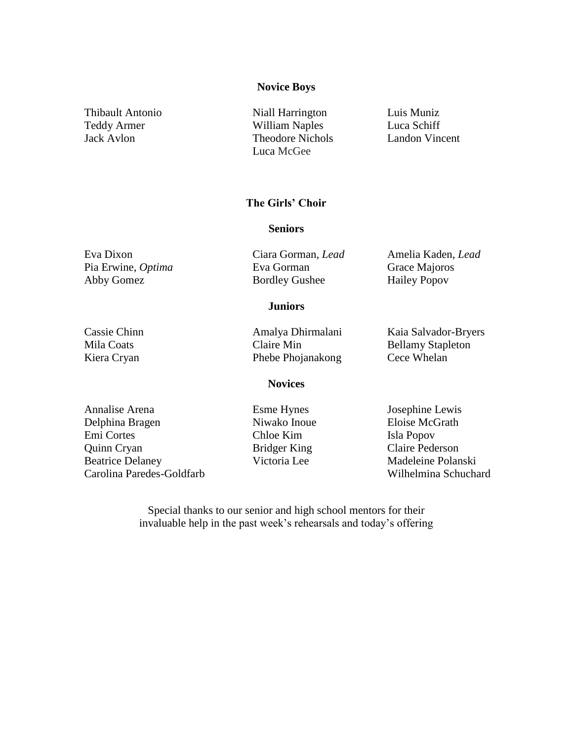**Novice Boys**

Thibault Antonio
Teddy Armer
Jack Avlon
Niall Harrington
William Naples
Theodore Nichols
Luca McGee
Luis Muniz
Luca Schiff
Landon Vincent

**The Girls' Choir**

**Seniors**

Eva Dixon
Pia Erwine, *Optima*
Abby Gomez
Ciara Gorman, *Lead*
Eva Gorman
Bordley Gushee
Amelia Kaden, *Lead*
Grace Majoros
Hailey Popov

**Juniors**

Cassie Chinn
Mila Coats
Kiera Cryan
Amalya Dhirmalani
Claire Min
Phebe Phojanakong
Kaia Salvador-Bryers
Bellamy Stapleton
Cece Whelan

**Novices**

Annalise Arena
Delphina Bragen
Emi Cortes
Quinn Cryan
Beatrice Delaney
Carolina Paredes-Goldfarb
Esme Hynes
Niwako Inoue
Chloe Kim
Bridger King
Victoria Lee
Josephine Lewis
Eloise McGrath
Isla Popov
Claire Pederson
Madeleine Polanski
Wilhelmina Schuchard

Special thanks to our senior and high school mentors for their invaluable help in the past week's rehearsals and today's offering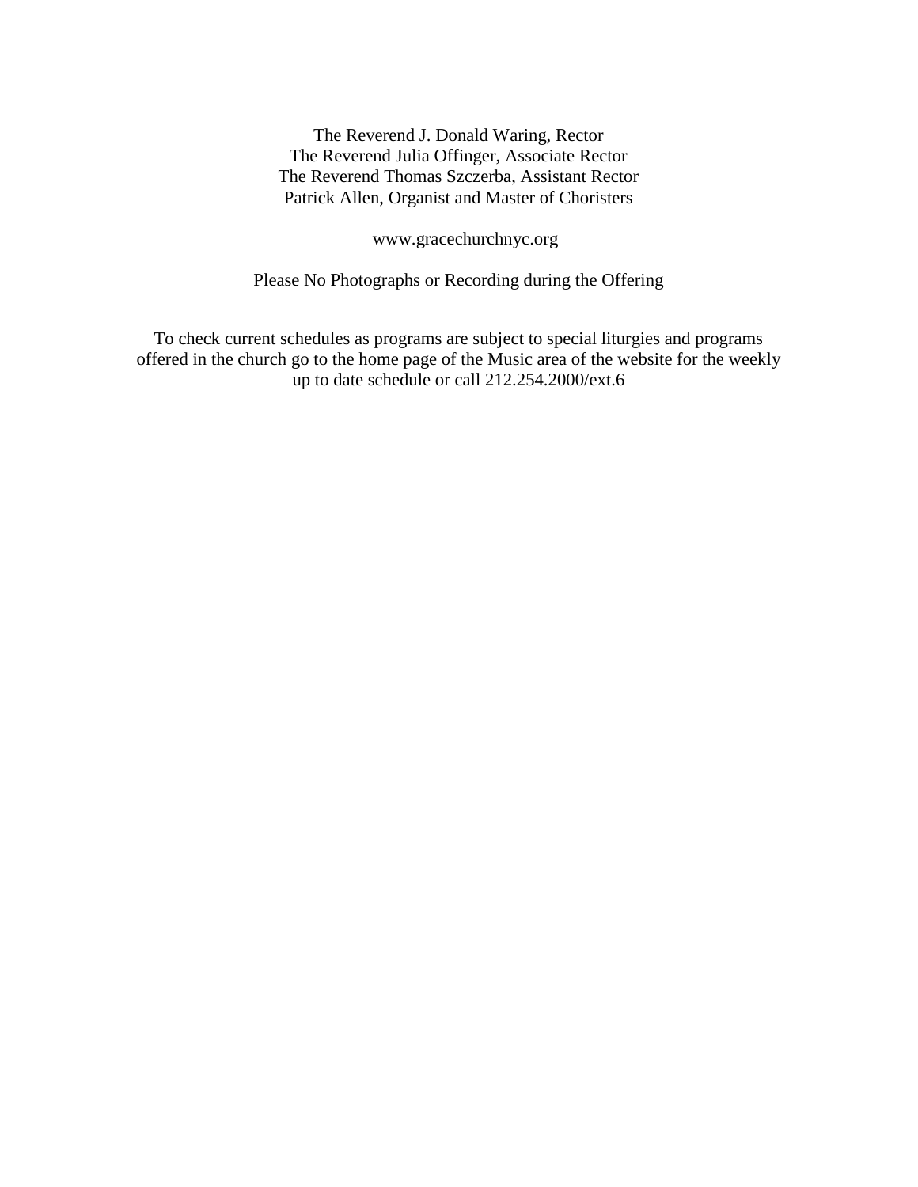The Reverend J. Donald Waring, Rector
The Reverend Julia Offinger, Associate Rector
The Reverend Thomas Szczerba, Assistant Rector
Patrick Allen, Organist and Master of Choristers

www.gracechurchnyc.org

Please No Photographs or Recording during the Offering

To check current schedules as programs are subject to special liturgies and programs offered in the church go to the home page of the Music area of the website for the weekly up to date schedule or call 212.254.2000/ext.6